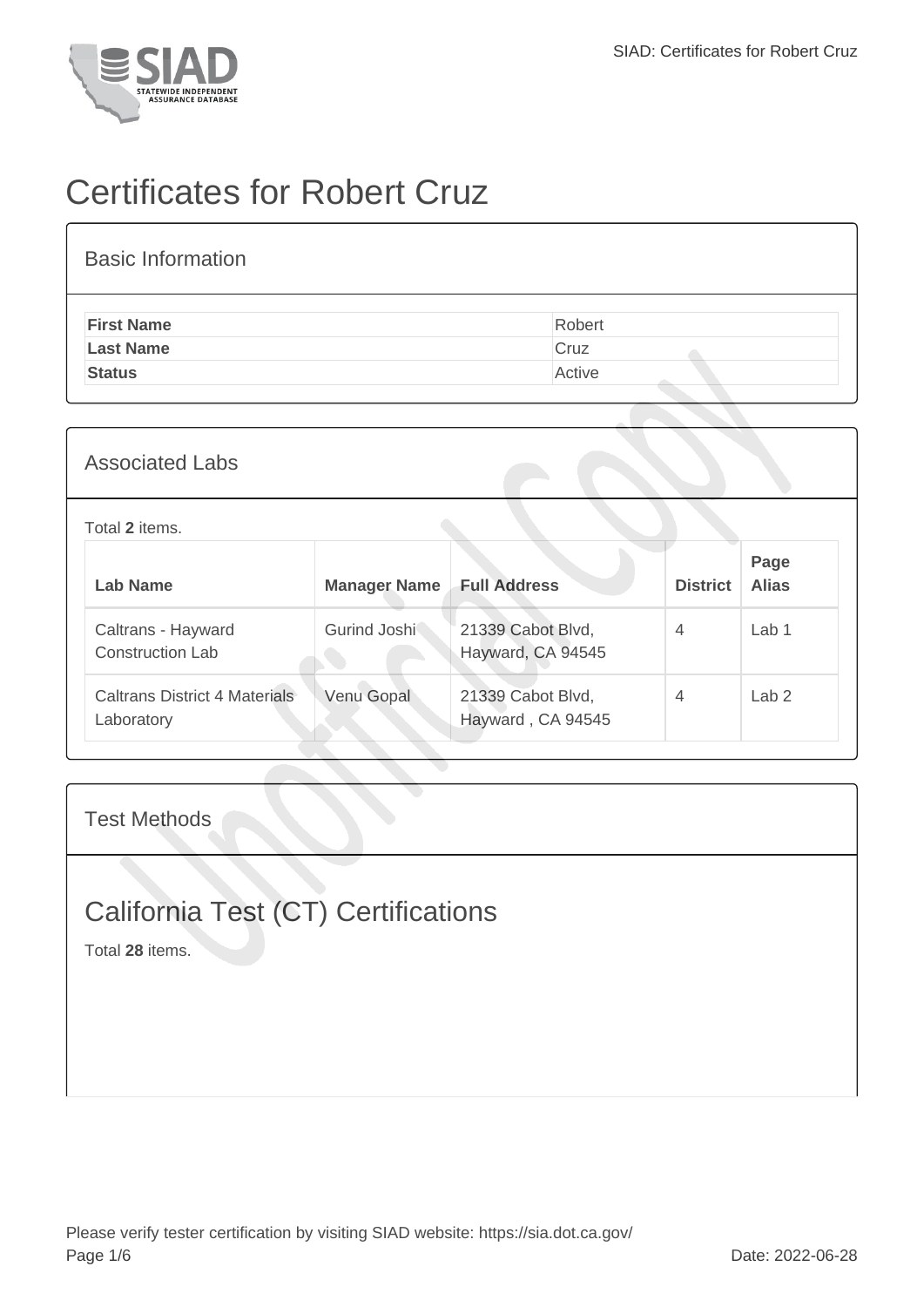# Certificates for Robert Cruz

## Basic Information

| | |
|---|---|
| **First Name** | Robert |
| **Last Name** | Cruz |
| **Status** | Active |

## Associated Labs

Total **2** items.

| Lab Name | Manager Name | Full Address | District | Page Alias |
|---|---|---|---|---|
| Caltrans - Hayward Construction Lab | Gurind Joshi | 21339 Cabot Blvd, Hayward, CA 94545 | 4 | Lab 1 |
| Caltrans District 4 Materials Laboratory | Venu Gopal | 21339 Cabot Blvd, Hayward , CA 94545 | 4 | Lab 2 |

## Test Methods

## California Test (CT) Certifications

Total **28** items.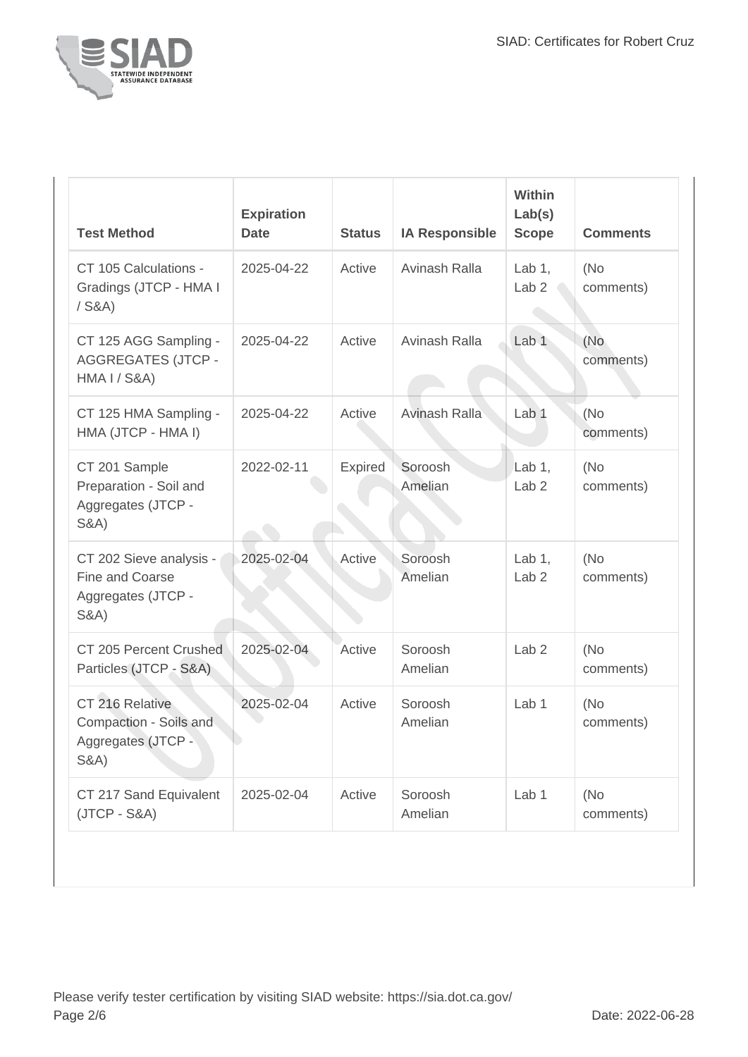| Test Method | Expiration Date | Status | IA Responsible | Within Lab(s) Scope | Comments |
| --- | --- | --- | --- | --- | --- |
| CT 105 Calculations - Gradings (JTCP - HMA I / S&A) | 2025-04-22 | Active | Avinash Ralla | Lab 1, Lab 2 | (No comments) |
| CT 125 AGG Sampling - AGGREGATES (JTCP - HMA I / S&A) | 2025-04-22 | Active | Avinash Ralla | Lab 1 | (No comments) |
| CT 125 HMA Sampling - HMA (JTCP - HMA I) | 2025-04-22 | Active | Avinash Ralla | Lab 1 | (No comments) |
| CT 201 Sample Preparation - Soil and Aggregates (JTCP - S&A) | 2022-02-11 | Expired | Soroosh Amelian | Lab 1, Lab 2 | (No comments) |
| CT 202 Sieve analysis - Fine and Coarse Aggregates (JTCP - S&A) | 2025-02-04 | Active | Soroosh Amelian | Lab 1, Lab 2 | (No comments) |
| CT 205 Percent Crushed Particles (JTCP - S&A) | 2025-02-04 | Active | Soroosh Amelian | Lab 2 | (No comments) |
| CT 216 Relative Compaction - Soils and Aggregates (JTCP - S&A) | 2025-02-04 | Active | Soroosh Amelian | Lab 1 | (No comments) |
| CT 217 Sand Equivalent (JTCP - S&A) | 2025-02-04 | Active | Soroosh Amelian | Lab 1 | (No comments) |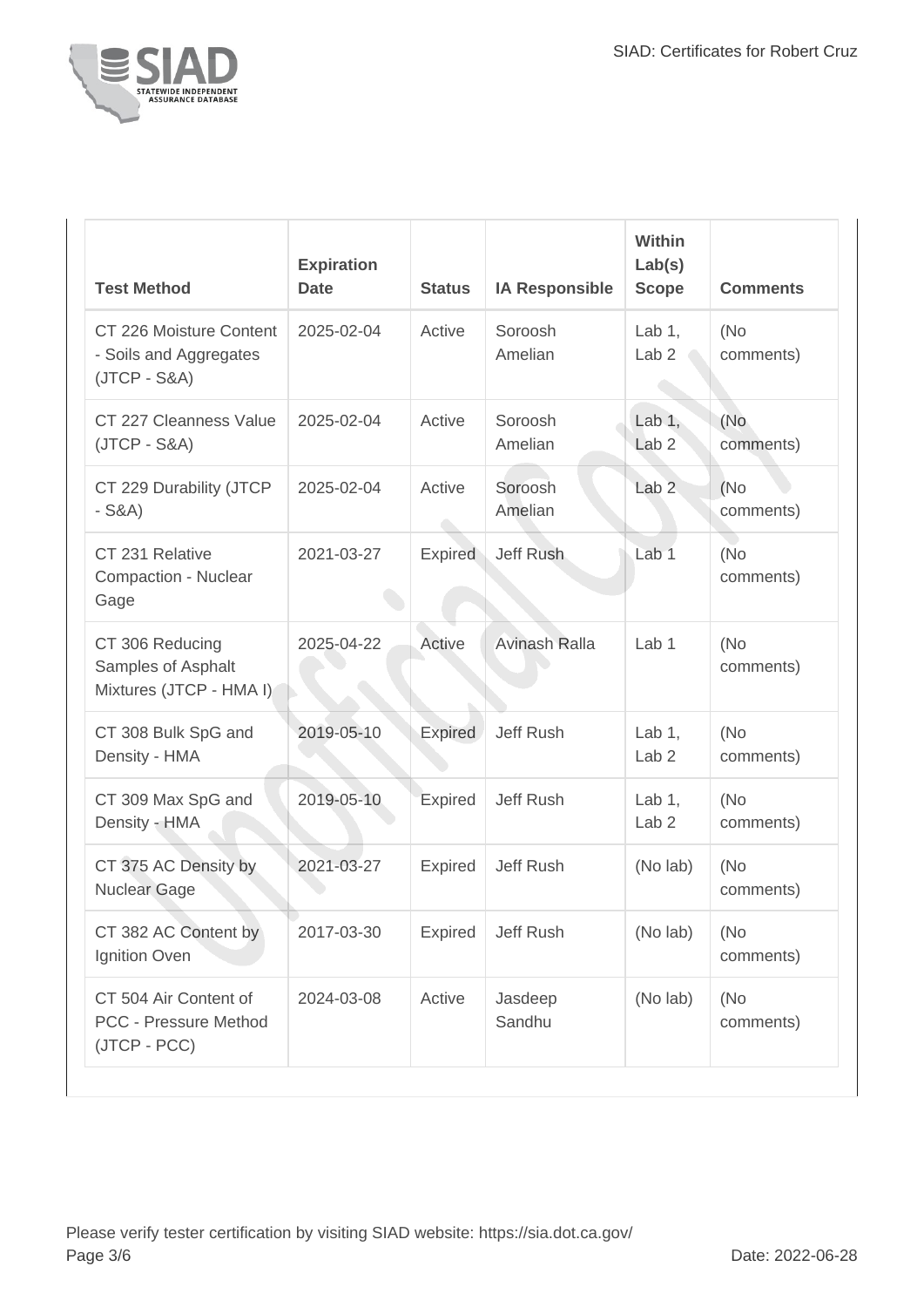| Test Method | Expiration Date | Status | IA Responsible | Within Lab(s) Scope | Comments |
| --- | --- | --- | --- | --- | --- |
| CT 226 Moisture Content - Soils and Aggregates (JTCP - S&A) | 2025-02-04 | Active | Soroosh Amelian | Lab 1, Lab 2 | (No comments) |
| CT 227 Cleanness Value (JTCP - S&A) | 2025-02-04 | Active | Soroosh Amelian | Lab 1, Lab 2 | (No comments) |
| CT 229 Durability (JTCP - S&A) | 2025-02-04 | Active | Soroosh Amelian | Lab 2 | (No comments) |
| CT 231 Relative Compaction - Nuclear Gage | 2021-03-27 | Expired | Jeff Rush | Lab 1 | (No comments) |
| CT 306 Reducing Samples of Asphalt Mixtures (JTCP - HMA I) | 2025-04-22 | Active | Avinash Ralla | Lab 1 | (No comments) |
| CT 308 Bulk SpG and Density - HMA | 2019-05-10 | Expired | Jeff Rush | Lab 1, Lab 2 | (No comments) |
| CT 309 Max SpG and Density - HMA | 2019-05-10 | Expired | Jeff Rush | Lab 1, Lab 2 | (No comments) |
| CT 375 AC Density by Nuclear Gage | 2021-03-27 | Expired | Jeff Rush | (No lab) | (No comments) |
| CT 382 AC Content by Ignition Oven | 2017-03-30 | Expired | Jeff Rush | (No lab) | (No comments) |
| CT 504 Air Content of PCC - Pressure Method (JTCP - PCC) | 2024-03-08 | Active | Jasdeep Sandhu | (No lab) | (No comments) |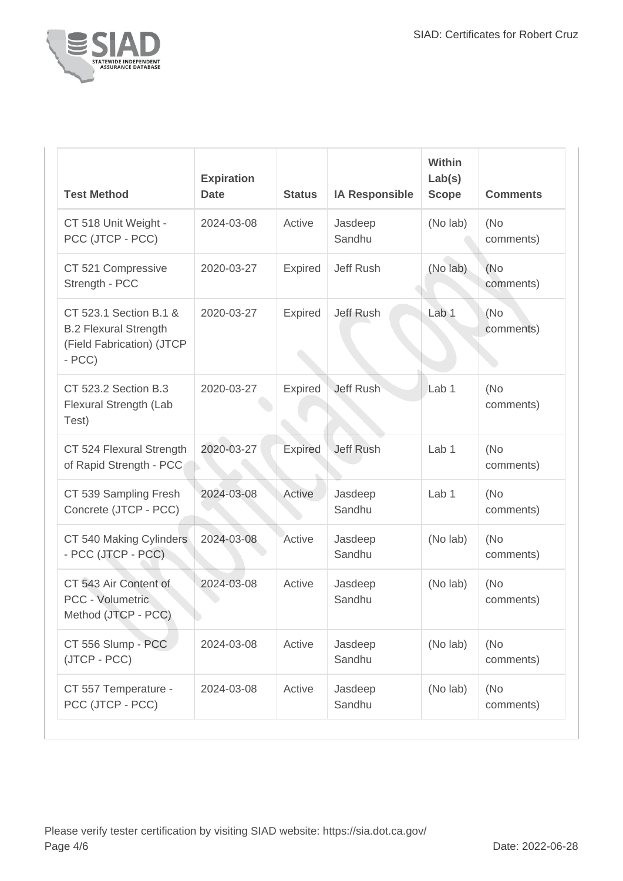| Test Method | Expiration Date | Status | IA Responsible | Within Lab(s) Scope | Comments |
| --- | --- | --- | --- | --- | --- |
| CT 518 Unit Weight - PCC (JTCP - PCC) | 2024-03-08 | Active | Jasdeep Sandhu | (No lab) | (No comments) |
| CT 521 Compressive Strength - PCC | 2020-03-27 | Expired | Jeff Rush | (No lab) | (No comments) |
| CT 523.1 Section B.1 & B.2 Flexural Strength (Field Fabrication) (JTCP - PCC) | 2020-03-27 | Expired | Jeff Rush | Lab 1 | (No comments) |
| CT 523.2 Section B.3 Flexural Strength (Lab Test) | 2020-03-27 | Expired | Jeff Rush | Lab 1 | (No comments) |
| CT 524 Flexural Strength of Rapid Strength - PCC | 2020-03-27 | Expired | Jeff Rush | Lab 1 | (No comments) |
| CT 539 Sampling Fresh Concrete (JTCP - PCC) | 2024-03-08 | Active | Jasdeep Sandhu | Lab 1 | (No comments) |
| CT 540 Making Cylinders - PCC (JTCP - PCC) | 2024-03-08 | Active | Jasdeep Sandhu | (No lab) | (No comments) |
| CT 543 Air Content of PCC - Volumetric Method (JTCP - PCC) | 2024-03-08 | Active | Jasdeep Sandhu | (No lab) | (No comments) |
| CT 556 Slump - PCC (JTCP - PCC) | 2024-03-08 | Active | Jasdeep Sandhu | (No lab) | (No comments) |
| CT 557 Temperature - PCC (JTCP - PCC) | 2024-03-08 | Active | Jasdeep Sandhu | (No lab) | (No comments) |

Please verify tester certification by visiting SIAD website: https://sia.dot.ca.gov/

Date: 2022-06-28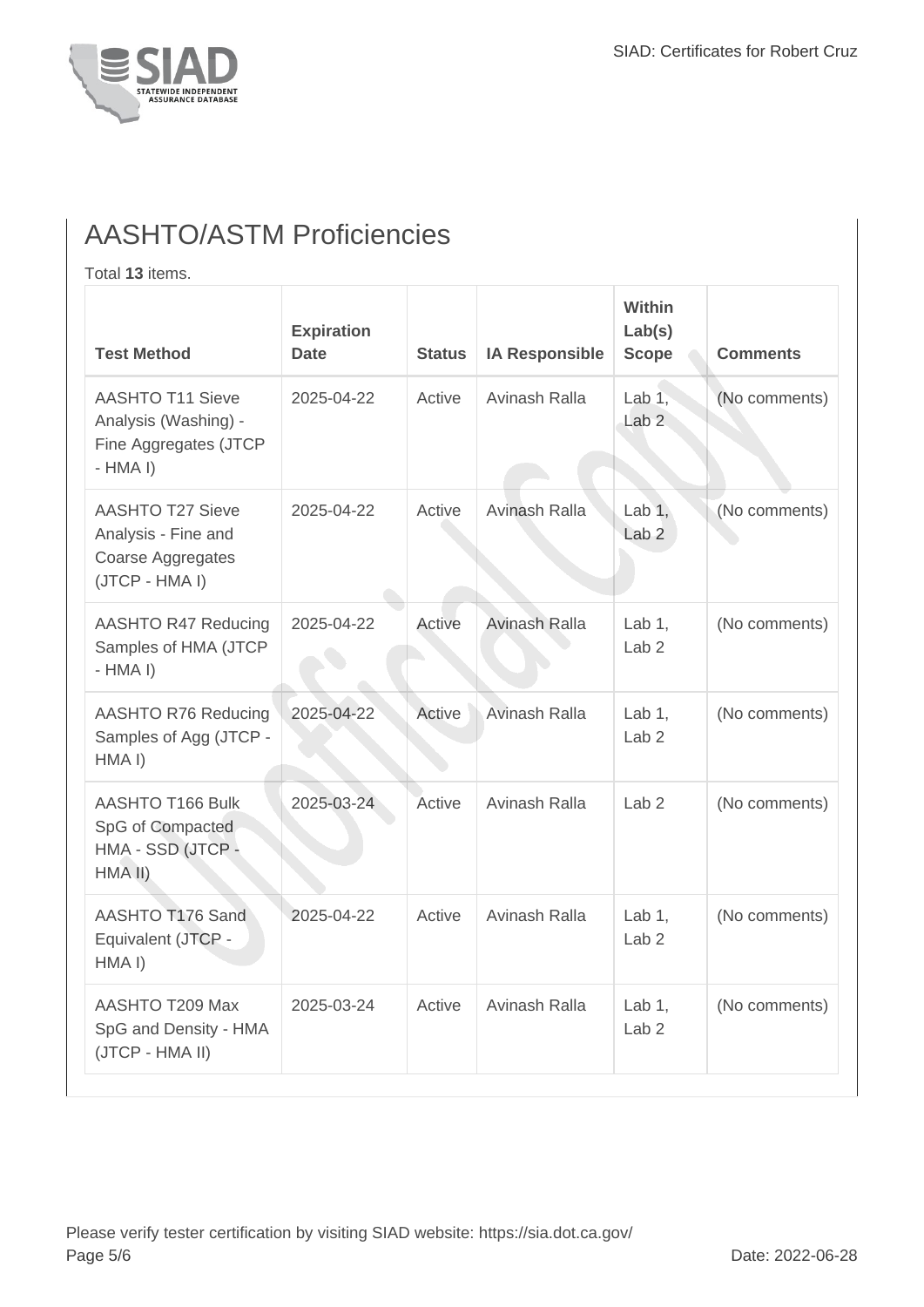## AASHTO/ASTM Proficiencies

Total **13** items.

| Test Method | Expiration Date | Status | IA Responsible | Within Lab(s) Scope | Comments |
|---|---|---|---|---|---|
| AASHTO T11 Sieve Analysis (Washing) - Fine Aggregates (JTCP - HMA I) | 2025-04-22 | Active | Avinash Ralla | Lab 1, Lab 2 | (No comments) |
| AASHTO T27 Sieve Analysis - Fine and Coarse Aggregates (JTCP - HMA I) | 2025-04-22 | Active | Avinash Ralla | Lab 1, Lab 2 | (No comments) |
| AASHTO R47 Reducing Samples of HMA (JTCP - HMA I) | 2025-04-22 | Active | Avinash Ralla | Lab 1, Lab 2 | (No comments) |
| AASHTO R76 Reducing Samples of Agg (JTCP - HMA I) | 2025-04-22 | Active | Avinash Ralla | Lab 1, Lab 2 | (No comments) |
| AASHTO T166 Bulk SpG of Compacted HMA - SSD (JTCP - HMA II) | 2025-03-24 | Active | Avinash Ralla | Lab 2 | (No comments) |
| AASHTO T176 Sand Equivalent (JTCP - HMA I) | 2025-04-22 | Active | Avinash Ralla | Lab 1, Lab 2 | (No comments) |
| AASHTO T209 Max SpG and Density - HMA (JTCP - HMA II) | 2025-03-24 | Active | Avinash Ralla | Lab 1, Lab 2 | (No comments) |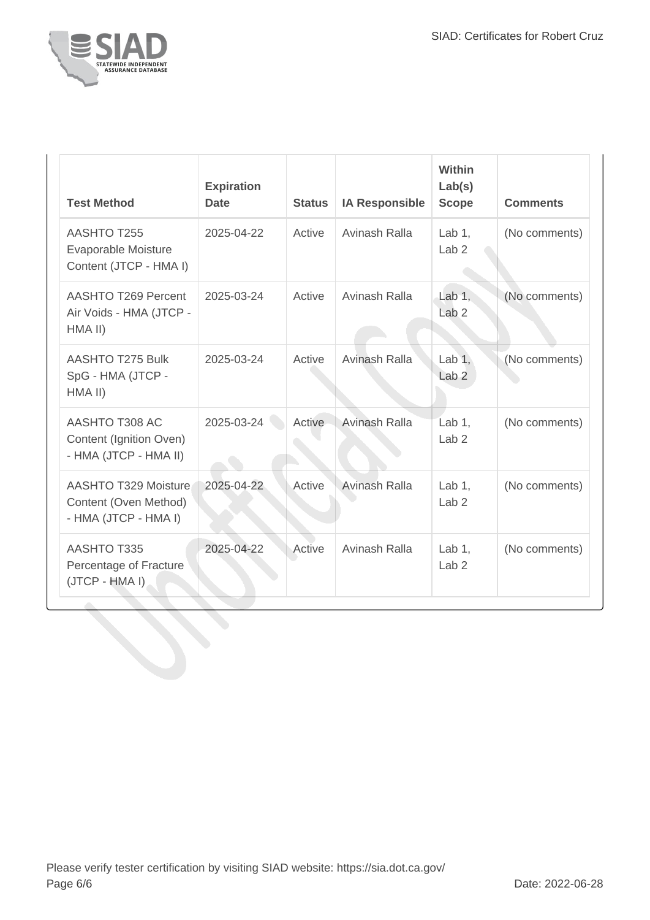| Test Method | Expiration Date | Status | IA Responsible | Within Lab(s) Scope | Comments |
|---|---|---|---|---|---|
| AASHTO T255 Evaporable Moisture Content (JTCP - HMA I) | 2025-04-22 | Active | Avinash Ralla | Lab 1, Lab 2 | (No comments) |
| AASHTO T269 Percent Air Voids - HMA (JTCP - HMA II) | 2025-03-24 | Active | Avinash Ralla | Lab 1, Lab 2 | (No comments) |
| AASHTO T275 Bulk SpG - HMA (JTCP - HMA II) | 2025-03-24 | Active | Avinash Ralla | Lab 1, Lab 2 | (No comments) |
| AASHTO T308 AC Content (Ignition Oven) - HMA (JTCP - HMA II) | 2025-03-24 | Active | Avinash Ralla | Lab 1, Lab 2 | (No comments) |
| AASHTO T329 Moisture Content (Oven Method) - HMA (JTCP - HMA I) | 2025-04-22 | Active | Avinash Ralla | Lab 1, Lab 2 | (No comments) |
| AASHTO T335 Percentage of Fracture (JTCP - HMA I) | 2025-04-22 | Active | Avinash Ralla | Lab 1, Lab 2 | (No comments) |

Please verify tester certification by visiting SIAD website: https://sia.dot.ca.gov/

Date: 2022-06-28